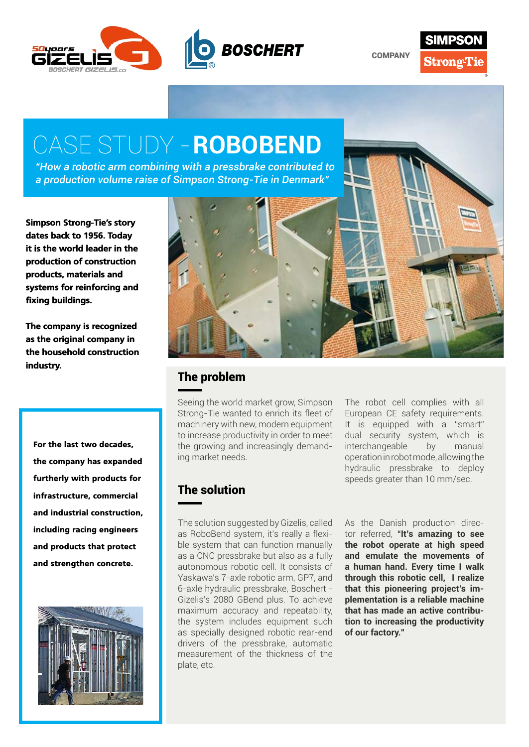COMPANY

# CASE STUDY - **ROBOBEND**

*"How a robotic arm combining with a pressbrake contributed to a production volume raise of Simpson Strong-Tie in Denmark"*

**Simpson Strong-Tie's story dates back to 1956. Today it is the world leader in the production of construction products, materials and systems for reinforcing and fixing buildings.**

**The company is recognized as the original company in the household construction industry.**

**For the last two decades, the company has expanded furtherly with products for infrastructure, commercial and industrial construction, including racing engineers and products that protect and strengthen concrete.**

## The problem

Seeing the world market grow, Simpson Strong-Tie wanted to enrich its fleet of machinery with new, modern equipment to increase productivity in order to meet the growing and increasingly demanding market needs.

## The solution

The solution suggested by Gizelis, called as RoboBend system, it's really a flexible system that can function manually as a CNC pressbrake but also as a fully autonomous robotic cell. It consists of Yaskawa's 7-axle robotic arm, GP7, and 6-axle hydraulic pressbrake, Boschert - Gizelis's 2080 GBend plus. To achieve maximum accuracy and repeatability, the system includes equipment such as specially designed robotic rear-end drivers of the pressbrake, automatic measurement of the thickness of the plate, etc.

The robot cell complies with all European CE safety requirements. It is equipped with a "smart" dual security system, which is interchangeable by manual operation in robot mode, allowing the hydraulic pressbrake to deploy speeds greater than 10 mm/sec.

As the Danish production director referred, **"It's amazing to see the robot operate at high speed and emulate the movements of a human hand. Every time I walk through this robotic cell, I realize that this pioneering project's implementation is a reliable machine that has made an active contribution to increasing the productivity of our factory."**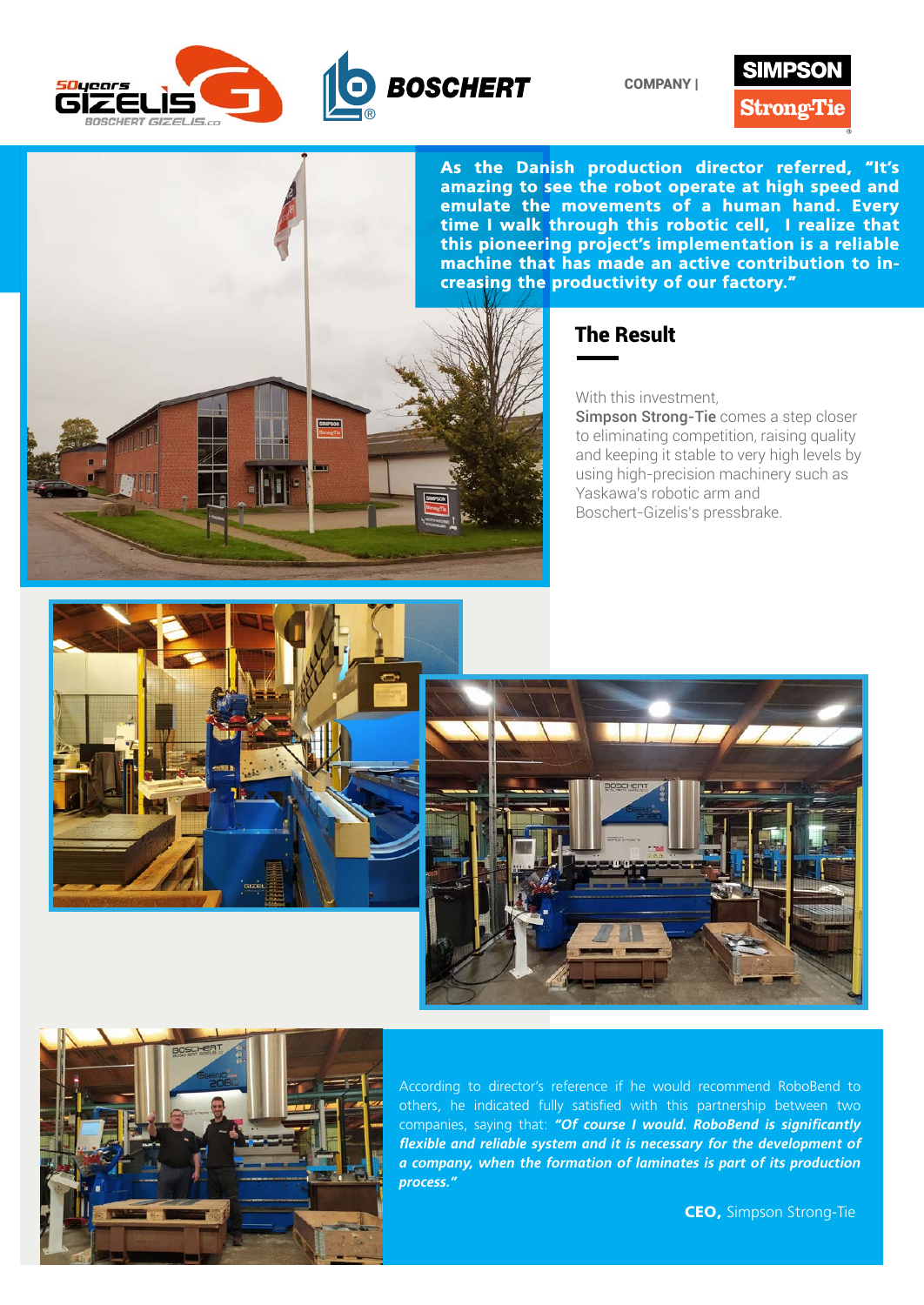COMPANY |

**As the Danish production director referred, "It's amazing to see the robot operate at high speed and emulate the movements of a human hand. Every time I walk through this robotic cell, I realize that this pioneering project's implementation is a reliable machine that has made an active contribution to increasing the productivity of our factory."**

## The Result

With this investment, **Simpson Strong-Tie** comes a step closer to eliminating competition, raising quality and keeping it stable to very high levels by using high-precision machinery such as Yaskawa's robotic arm and Boschert-Gizelis's pressbrake.

According to director's reference if he would recommend RoboBend to others, he indicated fully satisfied with this partnership between two companies, saying that: ***"Of course I would. RoboBend is significantly flexible and reliable system and it is necessary for the development of a company, when the formation of laminates is part of its production process."***

**CEO,** Simpson Strong-Tie